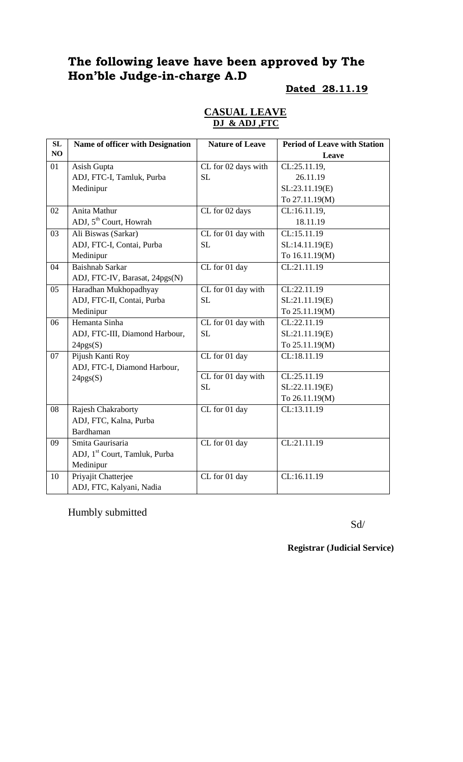# The following leave have been approved by The Hon'ble Judge-in-charge A.D

**Dated 28.11.19**

**CASUAL LEAVE**
**DJ & ADJ ,FTC**

| SL NO | Name of officer with Designation | Nature of Leave | Period of Leave with Station Leave |
|---|---|---|---|
| 01 | Asish Gupta<br>ADJ, FTC-I, Tamluk, Purba Medinipur | CL for 02 days with SL | CL:25.11.19, 26.11.19<br>SL:23.11.19(E)<br>To 27.11.19(M) |
| 02 | Anita Mathur<br>ADJ, 5th Court, Howrah | CL for 02 days | CL:16.11.19, 18.11.19 |
| 03 | Ali Biswas (Sarkar)<br>ADJ, FTC-I, Contai, Purba Medinipur | CL for 01 day with SL | CL:15.11.19<br>SL:14.11.19(E)<br>To 16.11.19(M) |
| 04 | Baishnab Sarkar<br>ADJ, FTC-IV, Barasat, 24pgs(N) | CL for 01 day | CL:21.11.19 |
| 05 | Haradhan Mukhopadhyay<br>ADJ, FTC-II, Contai, Purba Medinipur | CL for 01 day with SL | CL:22.11.19<br>SL:21.11.19(E)<br>To 25.11.19(M) |
| 06 | Hemanta Sinha<br>ADJ, FTC-III, Diamond Harbour, 24pgs(S) | CL for 01 day with SL | CL:22.11.19<br>SL:21.11.19(E)<br>To 25.11.19(M) |
| 07 | Pijush Kanti Roy<br>ADJ, FTC-I, Diamond Harbour, 24pgs(S) | CL for 01 day | CL:18.11.19 |
| | | CL for 01 day with SL | CL:25.11.19<br>SL:22.11.19(E)<br>To 26.11.19(M) |
| 08 | Rajesh Chakraborty<br>ADJ, FTC, Kalna, Purba Bardhaman | CL for 01 day | CL:13.11.19 |
| 09 | Smita Gaurisaria<br>ADJ, 1st Court, Tamluk, Purba Medinipur | CL for 01 day | CL:21.11.19 |
| 10 | Priyajit Chatterjee<br>ADJ, FTC, Kalyani, Nadia | CL for 01 day | CL:16.11.19 |

Humbly submitted

Sd/

**Registrar (Judicial Service)**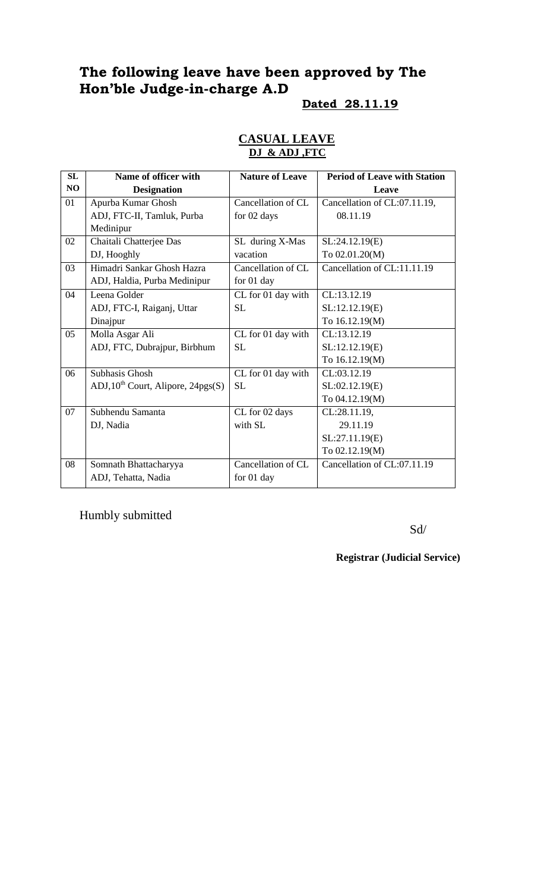# The following leave have been approved by The Hon'ble Judge-in-charge A.D

**Dated 28.11.19**

## CASUAL LEAVE

**DJ & ADJ ,FTC**

| SL NO | Name of officer with Designation | Nature of Leave | Period of Leave with Station Leave |
|---|---|---|---|
| 01 | Apurba Kumar Ghosh ADJ, FTC-II, Tamluk, Purba Medinipur | Cancellation of CL for 02 days | Cancellation of CL:07.11.19, 08.11.19 |
| 02 | Chaitali Chatterjee Das DJ, Hooghly | SL during X-Mas vacation | SL:24.12.19(E) To 02.01.20(M) |
| 03 | Himadri Sankar Ghosh Hazra ADJ, Haldia, Purba Medinipur | Cancellation of CL for 01 day | Cancellation of CL:11.11.19 |
| 04 | Leena Golder ADJ, FTC-I, Raiganj, Uttar Dinajpur | CL for 01 day with SL | CL:13.12.19 SL:12.12.19(E) To 16.12.19(M) |
| 05 | Molla Asgar Ali ADJ, FTC, Dubrajpur, Birbhum | CL for 01 day with SL | CL:13.12.19 SL:12.12.19(E) To 16.12.19(M) |
| 06 | Subhasis Ghosh ADJ,10th Court, Alipore, 24pgs(S) | CL for 01 day with SL | CL:03.12.19 SL:02.12.19(E) To 04.12.19(M) |
| 07 | Subhendu Samanta DJ, Nadia | CL for 02 days with SL | CL:28.11.19, 29.11.19 SL:27.11.19(E) To 02.12.19(M) |
| 08 | Somnath Bhattacharyya ADJ, Tehatta, Nadia | Cancellation of CL for 01 day | Cancellation of CL:07.11.19 |

Humbly submitted

Sd/

**Registrar (Judicial Service)**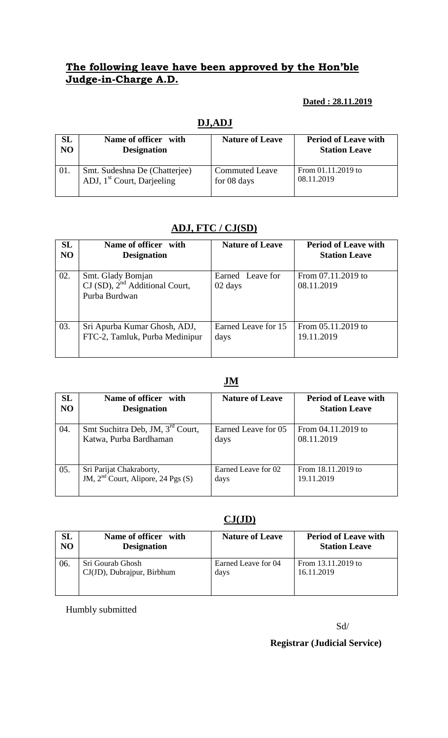## **The following leave have been approved by the Hon'ble Judge-in-Charge A.D.**

**Dated : 28.11.2019**

### **DJ,ADJ**

| SL NO | Name of officer with Designation | Nature of Leave | Period of Leave with Station Leave |
|---|---|---|---|
| 01. | Smt. Sudeshna De (Chatterjee) ADJ, 1st Court, Darjeeling | Commuted Leave for 08 days | From 01.11.2019 to 08.11.2019 |

### **ADJ, FTC / CJ(SD)**

| SL NO | Name of officer with Designation | Nature of Leave | Period of Leave with Station Leave |
|---|---|---|---|
| 02. | Smt. Glady Bomjan CJ (SD), 2nd Additional Court, Purba Burdwan | Earned Leave for 02 days | From 07.11.2019 to 08.11.2019 |
| 03. | Sri Apurba Kumar Ghosh, ADJ, FTC-2, Tamluk, Purba Medinipur | Earned Leave for 15 days | From 05.11.2019 to 19.11.2019 |

### **JM**

| SL NO | Name of officer with Designation | Nature of Leave | Period of Leave with Station Leave |
|---|---|---|---|
| 04. | Smt Suchitra Deb, JM, 3rd Court, Katwa, Purba Bardhaman | Earned Leave for 05 days | From 04.11.2019 to 08.11.2019 |
| 05. | Sri Parijat Chakraborty, JM, 2nd Court, Alipore, 24 Pgs (S) | Earned Leave for 02 days | From 18.11.2019 to 19.11.2019 |

### **CJ(JD)**

| SL NO | Name of officer with Designation | Nature of Leave | Period of Leave with Station Leave |
|---|---|---|---|
| 06. | Sri Gourab Ghosh CJ(JD), Dubrajpur, Birbhum | Earned Leave for 04 days | From 13.11.2019 to 16.11.2019 |

Humbly submitted

Sd/

**Registrar (Judicial Service)**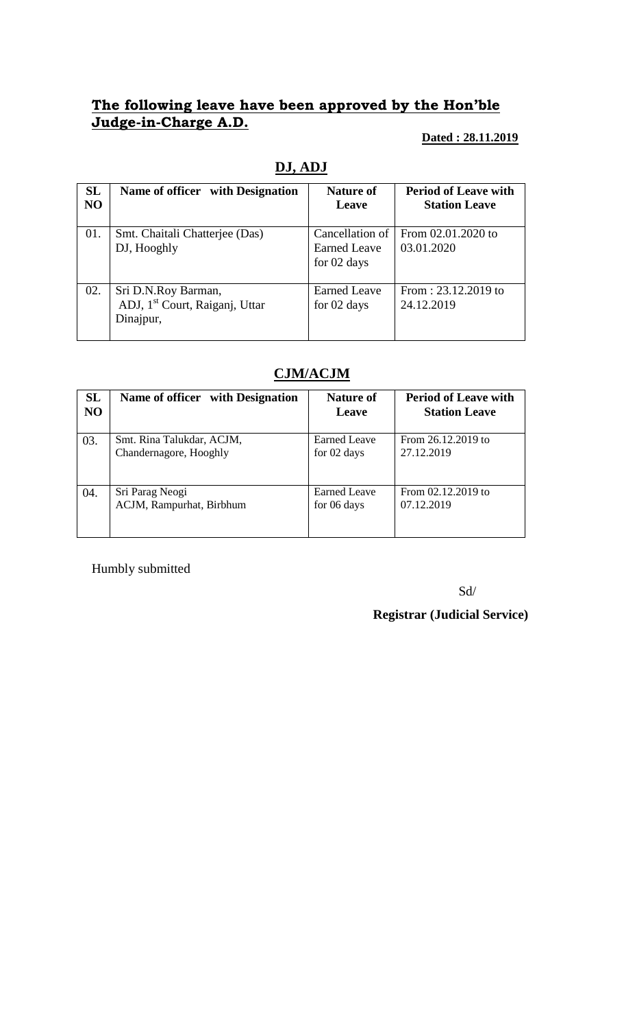## The following leave have been approved by the Hon'ble Judge-in-Charge A.D.

**Dated : 28.11.2019**

### DJ, ADJ

| SL NO | Name of officer with Designation | Nature of Leave | Period of Leave with Station Leave |
|---|---|---|---|
| 01. | Smt. Chaitali Chatterjee (Das) DJ, Hooghly | Cancellation of Earned Leave for 02 days | From 02.01.2020 to 03.01.2020 |
| 02. | Sri D.N.Roy Barman, ADJ, 1st Court, Raiganj, Uttar Dinajpur, | Earned Leave for 02 days | From : 23.12.2019 to 24.12.2019 |

### CJM/ACJM

| SL NO | Name of officer with Designation | Nature of Leave | Period of Leave with Station Leave |
|---|---|---|---|
| 03. | Smt. Rina Talukdar, ACJM, Chandernagore, Hooghly | Earned Leave for 02 days | From 26.12.2019 to 27.12.2019 |
| 04. | Sri Parag Neogi ACJM, Rampurhat, Birbhum | Earned Leave for 06 days | From 02.12.2019 to 07.12.2019 |

Humbly submitted

Sd/

**Registrar (Judicial Service)**